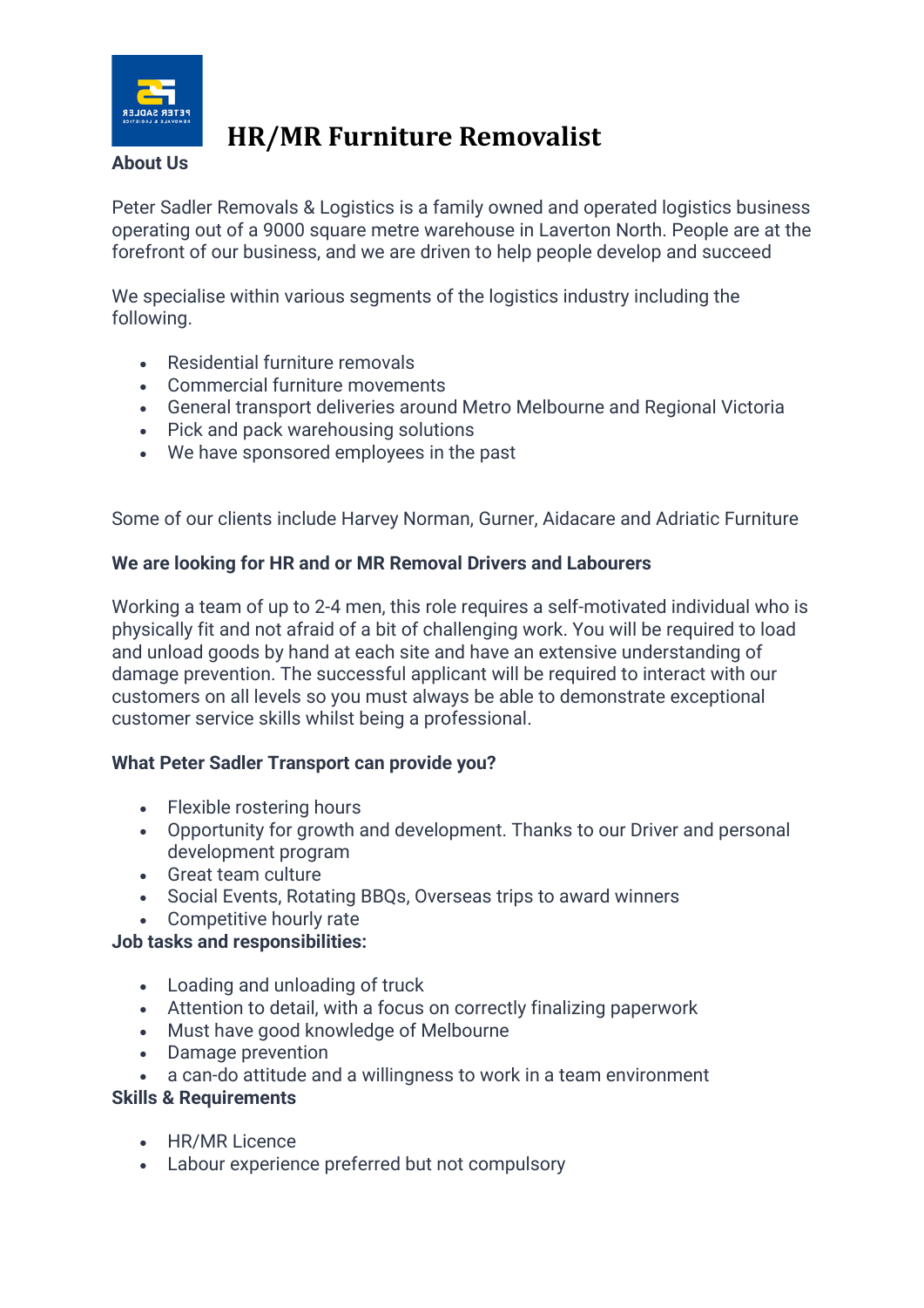# HR/MR Furniture Removalist

**About Us**

Peter Sadler Removals & Logistics is a family owned and operated logistics business operating out of a 9000 square metre warehouse in Laverton North. People are at the forefront of our business, and we are driven to help people develop and succeed

We specialise within various segments of the logistics industry including the following.

- Residential furniture removals
- Commercial furniture movements
- General transport deliveries around Metro Melbourne and Regional Victoria
- Pick and pack warehousing solutions
- We have sponsored employees in the past

Some of our clients include Harvey Norman, Gurner, Aidacare and Adriatic Furniture

**We are looking for HR and or MR Removal Drivers and Labourers**

Working a team of up to 2-4 men, this role requires a self-motivated individual who is physically fit and not afraid of a bit of challenging work. You will be required to load and unload goods by hand at each site and have an extensive understanding of damage prevention. The successful applicant will be required to interact with our customers on all levels so you must always be able to demonstrate exceptional customer service skills whilst being a professional.

**What Peter Sadler Transport can provide you?**

- Flexible rostering hours
- Opportunity for growth and development. Thanks to our Driver and personal development program
- Great team culture
- Social Events, Rotating BBQs, Overseas trips to award winners
- Competitive hourly rate

**Job tasks and responsibilities:**

- Loading and unloading of truck
- Attention to detail, with a focus on correctly finalizing paperwork
- Must have good knowledge of Melbourne
- Damage prevention
- a can-do attitude and a willingness to work in a team environment

**Skills & Requirements**

- HR/MR Licence
- Labour experience preferred but not compulsory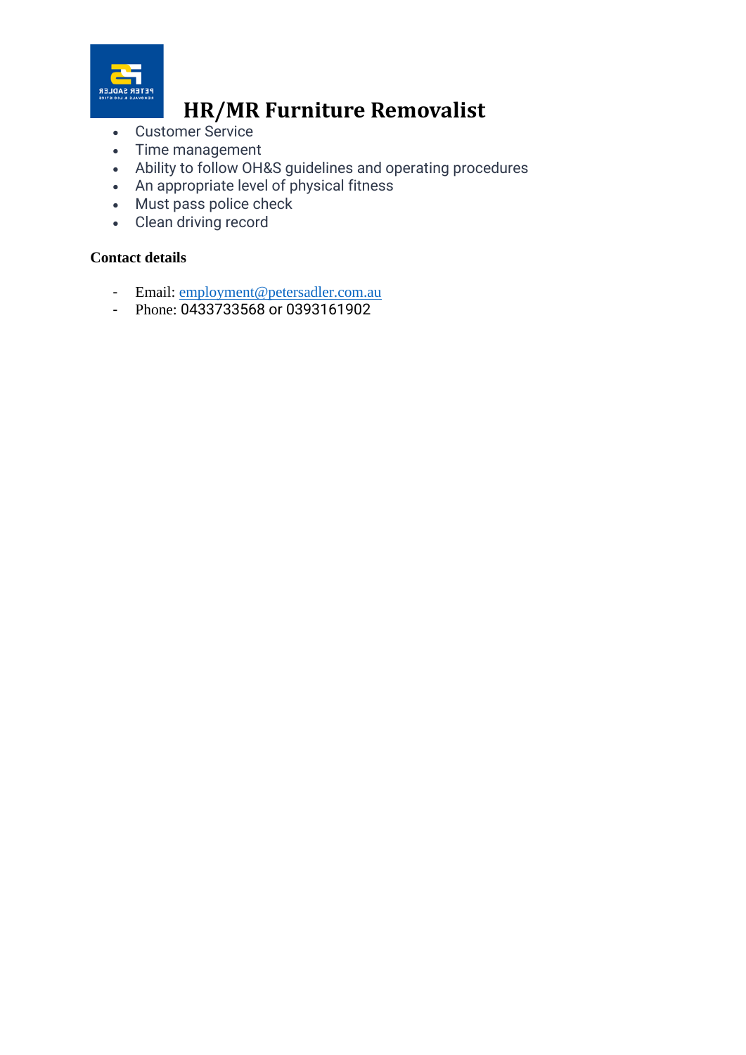# HR/MR Furniture Removalist

- Customer Service
- Time management
- Ability to follow OH&S guidelines and operating procedures
- An appropriate level of physical fitness
- Must pass police check
- Clean driving record

**Contact details**

- Email: employment@petersadler.com.au
- Phone: 0433733568 or 0393161902